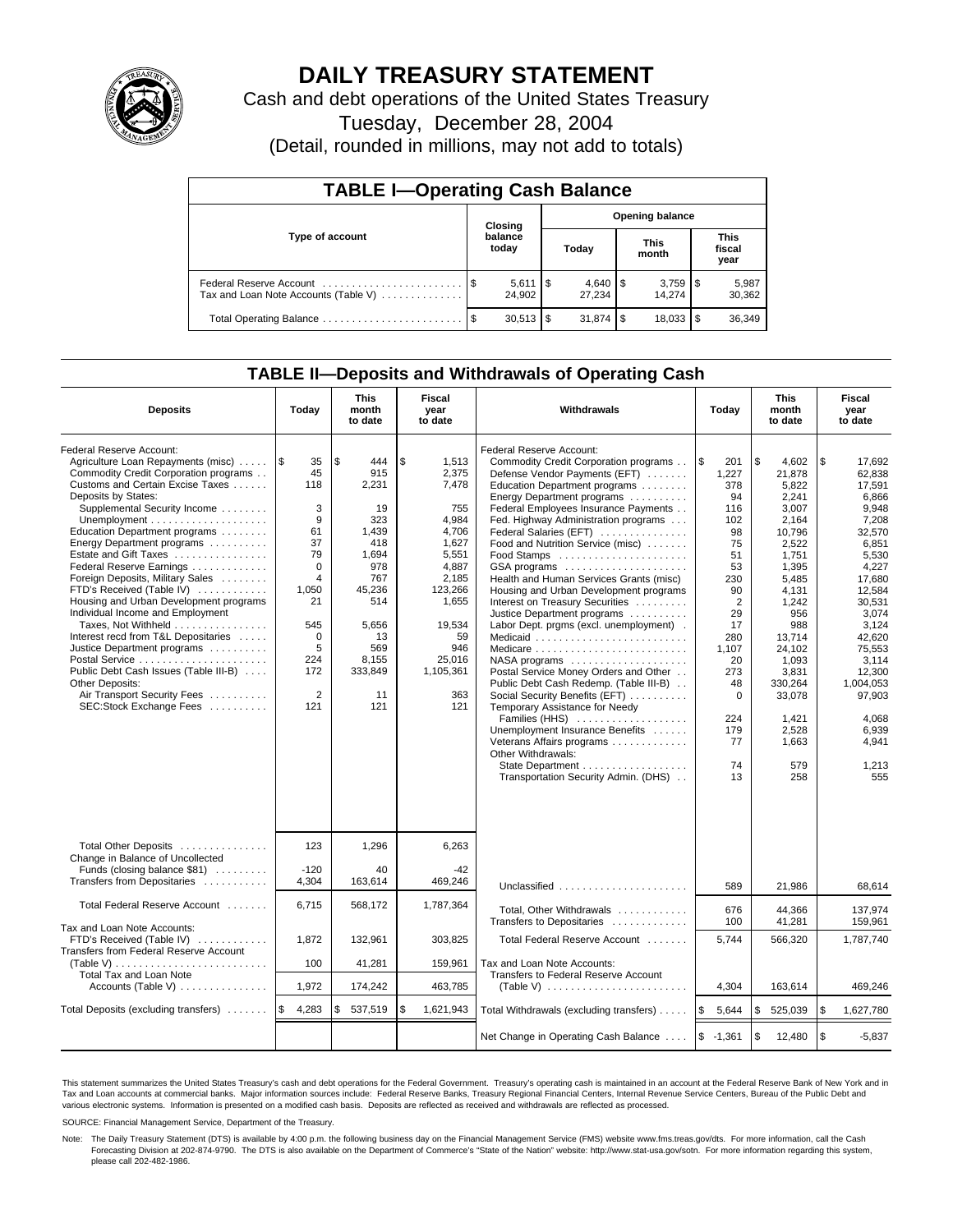# DAILY TREASURY STATEMENT

Cash and debt operations of the United States Treasury

Tuesday, December 28, 2004

(Detail, rounded in millions, may not add to totals)

## TABLE I—Operating Cash Balance

| Type of account | Closing balance today | Opening balance Today | Opening balance This month | Opening balance This fiscal year |
|---|---|---|---|---|
| Federal Reserve Account | $ 5,611 | $ 4,640 | $ 3,759 | $ 5,987 |
| Tax and Loan Note Accounts (Table V) | 24,902 | 27,234 | 14,274 | 30,362 |
| Total Operating Balance | $ 30,513 | $ 31,874 | $ 18,033 | $ 36,349 |

## TABLE II—Deposits and Withdrawals of Operating Cash

| Deposits | Today | This month to date | Fiscal year to date |
|---|---|---|---|
| Federal Reserve Account: | | | |
| Agriculture Loan Repayments (misc) | $ 35 | $ 444 | $ 1,513 |
| Commodity Credit Corporation programs | 45 | 915 | 2,375 |
| Customs and Certain Excise Taxes | 118 | 2,231 | 7,478 |
| Deposits by States: | | | |
| Supplemental Security Income | 3 | 19 | 755 |
| Unemployment | 9 | 323 | 4,984 |
| Education Department programs | 61 | 1,439 | 4,706 |
| Energy Department programs | 37 | 418 | 1,627 |
| Estate and Gift Taxes | 79 | 1,694 | 5,551 |
| Federal Reserve Earnings | 0 | 978 | 4,887 |
| Foreign Deposits, Military Sales | 4 | 767 | 2,185 |
| FTD's Received (Table IV) | 1,050 | 45,236 | 123,266 |
| Housing and Urban Development programs | 21 | 514 | 1,655 |
| Individual Income and Employment Taxes, Not Withheld | 545 | 5,656 | 19,534 |
| Interest recd from T&L Depositaries | 0 | 13 | 59 |
| Justice Department programs | 5 | 569 | 946 |
| Postal Service | 224 | 8,155 | 25,016 |
| Public Debt Cash Issues (Table III-B) | 172 | 333,849 | 1,105,361 |
| Other Deposits: | | | |
| Air Transport Security Fees | 2 | 11 | 363 |
| SEC:Stock Exchange Fees | 121 | 121 | 121 |
| Total Other Deposits | 123 | 1,296 | 6,263 |
| Change in Balance of Uncollected Funds (closing balance $81) | -120 | 40 | -42 |
| Transfers from Depositaries | 4,304 | 163,614 | 469,246 |
| Total Federal Reserve Account | 6,715 | 568,172 | 1,787,364 |
| Tax and Loan Note Accounts: | | | |
| FTD's Received (Table IV) | 1,872 | 132,961 | 303,825 |
| Transfers from Federal Reserve Account (Table V) | 100 | 41,281 | 159,961 |
| Total Tax and Loan Note Accounts (Table V) | 1,972 | 174,242 | 463,785 |
| Total Deposits (excluding transfers) | $ 4,283 | $ 537,519 | $ 1,621,943 |

| Withdrawals | Today | This month to date | Fiscal year to date |
|---|---|---|---|
| Federal Reserve Account: | | | |
| Commodity Credit Corporation programs | $ 201 | $ 4,602 | $ 17,692 |
| Defense Vendor Payments (EFT) | 1,227 | 21,878 | 62,838 |
| Education Department programs | 378 | 5,822 | 17,591 |
| Energy Department programs | 94 | 2,241 | 6,866 |
| Federal Employees Insurance Payments | 116 | 3,007 | 9,948 |
| Fed. Highway Administration programs | 102 | 2,164 | 7,208 |
| Federal Salaries (EFT) | 98 | 10,796 | 32,570 |
| Food and Nutrition Service (misc) | 75 | 2,522 | 6,851 |
| Food Stamps | 51 | 1,751 | 5,530 |
| GSA programs | 53 | 1,395 | 4,227 |
| Health and Human Services Grants (misc) | 230 | 5,485 | 17,680 |
| Housing and Urban Development programs | 90 | 4,131 | 12,584 |
| Interest on Treasury Securities | 2 | 1,242 | 30,531 |
| Justice Department programs | 29 | 956 | 3,074 |
| Labor Dept. prgms (excl. unemployment) | 17 | 988 | 3,124 |
| Medicaid | 280 | 13,714 | 42,620 |
| Medicare | 1,107 | 24,102 | 75,553 |
| NASA programs | 20 | 1,093 | 3,114 |
| Postal Service Money Orders and Other | 273 | 3,831 | 12,300 |
| Public Debt Cash Redemp. (Table III-B) | 48 | 330,264 | 1,004,053 |
| Social Security Benefits (EFT) | 0 | 33,078 | 97,903 |
| Temporary Assistance for Needy Families (HHS) | 224 | 1,421 | 4,068 |
| Unemployment Insurance Benefits | 179 | 2,528 | 6,939 |
| Veterans Affairs programs | 77 | 1,663 | 4,941 |
| Other Withdrawals: | | | |
| State Department | 74 | 579 | 1,213 |
| Transportation Security Admin. (DHS) | 13 | 258 | 555 |
| Unclassified | 589 | 21,986 | 68,614 |
| Total, Other Withdrawals | 676 | 44,366 | 137,974 |
| Transfers to Depositaries | 100 | 41,281 | 159,961 |
| Total Federal Reserve Account | 5,744 | 566,320 | 1,787,740 |
| Tax and Loan Note Accounts: | | | |
| Transfers to Federal Reserve Account (Table V) | 4,304 | 163,614 | 469,246 |
| Total Withdrawals (excluding transfers) | $ 5,644 | $ 525,039 | $ 1,627,780 |
| Net Change in Operating Cash Balance | $ -1,361 | $ 12,480 | $ -5,837 |

This statement summarizes the United States Treasury's cash and debt operations for the Federal Government. Treasury's operating cash is maintained in an account at the Federal Reserve Bank of New York and in Tax and Loan accounts at commercial banks. Major information sources include: Federal Reserve Banks, Treasury Regional Financial Centers, Internal Revenue Service Centers, Bureau of the Public Debt and various electronic systems. Information is presented on a modified cash basis. Deposits are reflected as received and withdrawals are reflected as processed.

SOURCE: Financial Management Service, Department of the Treasury.

Note: The Daily Treasury Statement (DTS) is available by 4:00 p.m. the following business day on the Financial Management Service (FMS) website www.fms.treas.gov/dts. For more information, call the Cash Forecasting Division at 202-874-9790. The DTS is also available on the Department of Commerce's "State of the Nation" website: http://www.stat-usa.gov/sotn. For more information regarding this system, please call 202-482-1986.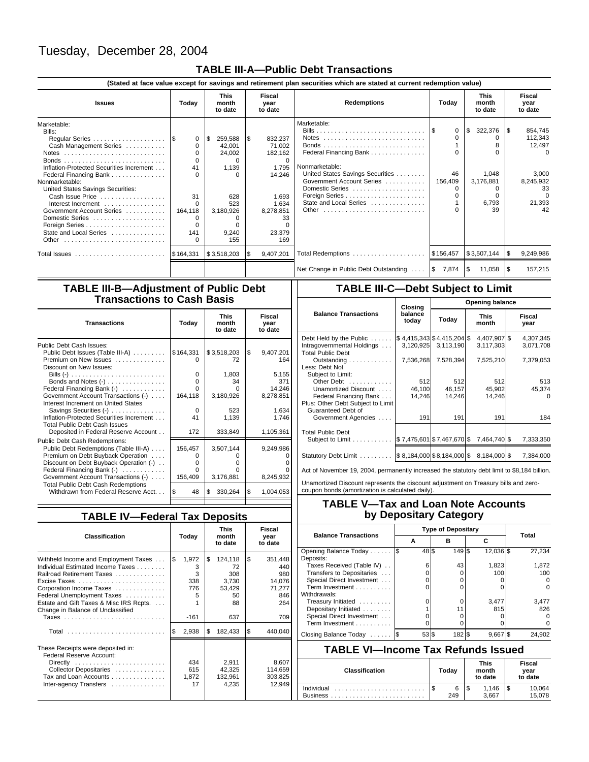# Tuesday, December 28, 2004

## TABLE III-A—Public Debt Transactions

(Stated at face value except for savings and retirement plan securities which are stated at current redemption value)

| Issues | Today | This month to date | Fiscal year to date | Redemptions | Today | This month to date | Fiscal year to date |
|---|---|---|---|---|---|---|---|
| Marketable: | | | | Marketable: | | | |
| Bills: | | | | Bills | $ 0 | $ 322,376 | $ 854,745 |
| Regular Series | $ 0 | $ 259,588 | $ 832,237 | Notes | 0 | 0 | 112,343 |
| Cash Management Series | 0 | 42,001 | 71,002 | Bonds | 1 | 8 | 12,497 |
| Notes | 0 | 24,002 | 182,162 | Federal Financing Bank | 0 | 0 | 0 |
| Bonds | 0 | 0 | 0 | | | | |
| Inflation-Protected Securities Increment | 41 | 1,139 | 1,795 | Nonmarketable: | | | |
| Federal Financing Bank | 0 | 0 | 14,246 | United States Savings Securities | 46 | 1,048 | 3,000 |
| Nonmarketable: | | | | Government Account Series | 156,409 | 3,176,881 | 8,245,932 |
| United States Savings Securities: | | | | Domestic Series | 0 | 0 | 33 |
| Cash Issue Price | 31 | 628 | 1,693 | Foreign Series | 0 | 0 | 0 |
| Interest Increment | 0 | 523 | 1,634 | State and Local Series | 1 | 6,793 | 21,393 |
| Government Account Series | 164,118 | 3,180,926 | 8,278,851 | Other | 0 | 39 | 42 |
| Domestic Series | 0 | 0 | 33 | | | | |
| Foreign Series | 0 | 0 | 0 | | | | |
| State and Local Series | 141 | 9,240 | 23,379 | | | | |
| Other | 0 | 155 | 169 | | | | |
| Total Issues | $ 164,331 | $ 3,518,203 | $ 9,407,201 | Total Redemptions | $ 156,457 | $ 3,507,144 | $ 9,249,986 |
| | | | | Net Change in Public Debt Outstanding | $ 7,874 | $ 11,058 | $ 157,215 |

## TABLE III-B—Adjustment of Public Debt Transactions to Cash Basis

| Transactions | Today | This month to date | Fiscal year to date |
|---|---|---|---|
| Public Debt Cash Issues: | | | |
| Public Debt Issues (Table III-A) | $ 164,331 | $ 3,518,203 | $ 9,407,201 |
| Premium on New Issues | 0 | 72 | 164 |
| Discount on New Issues: | | | |
| Bills (-) | 0 | 1,803 | 5,155 |
| Bonds and Notes (-) | 0 | 34 | 371 |
| Federal Financing Bank (-) | 0 | 0 | 14,246 |
| Government Account Transactions (-) | 164,118 | 3,180,926 | 8,278,851 |
| Interest Increment on United States Savings Securities (-) | 0 | 523 | 1,634 |
| Inflation-Protected Securities Increment | 41 | 1,139 | 1,746 |
| Total Public Debt Cash Issues Deposited in Federal Reserve Account | 172 | 333,849 | 1,105,361 |
| Public Debt Cash Redemptions: | | | |
| Public Debt Redemptions (Table III-A) | 156,457 | 3,507,144 | 9,249,986 |
| Premium on Debt Buyback Operation | 0 | 0 | 0 |
| Discount on Debt Buyback Operation (-) | 0 | 0 | 0 |
| Federal Financing Bank (-) | 0 | 0 | 0 |
| Government Account Transactions (-) | 156,409 | 3,176,881 | 8,245,932 |
| Total Public Debt Cash Redemptions Withdrawn from Federal Reserve Acct. | $ 48 | $ 330,264 | $ 1,004,053 |

## TABLE III-C—Debt Subject to Limit

| Balance Transactions | Closing balance today | Opening balance Today | Opening balance This month | Opening balance Fiscal year |
|---|---|---|---|---|
| Debt Held by the Public | $ 4,415,343 | $ 4,415,204 | $ 4,407,907 | $ 4,307,345 |
| Intragovernmental Holdings | 3,120,925 | 3,113,190 | 3,117,303 | 3,071,708 |
| Total Public Debt Outstanding | 7,536,268 | 7,528,394 | 7,525,210 | 7,379,053 |
| Less: Debt Not Subject to Limit: | | | | |
| Other Debt | 512 | 512 | 512 | 513 |
| Unamortized Discount | 46,100 | 46,157 | 45,902 | 45,374 |
| Federal Financing Bank | 14,246 | 14,246 | 14,246 | 0 |
| Plus: Other Debt Subject to Limit Guaranteed Debt of Government Agencies | 191 | 191 | 191 | 184 |
| Total Public Debt Subject to Limit | $ 7,475,601 | $ 7,467,670 | $ 7,464,740 | $ 7,333,350 |
| Statutory Debt Limit | $ 8,184,000 | $ 8,184,000 | $ 8,184,000 | $ 7,384,000 |

Act of November 19, 2004, permanently increased the statutory debt limit to $8,184 billion.

Unamortized Discount represents the discount adjustment on Treasury bills and zero-coupon bonds (amortization is calculated daily).

## TABLE IV—Federal Tax Deposits

| Classification | Today | This month to date | Fiscal year to date |
|---|---|---|---|
| Withheld Income and Employment Taxes | $ 1,972 | $ 124,118 | $ 351,448 |
| Individual Estimated Income Taxes | 3 | 72 | 440 |
| Railroad Retirement Taxes | 3 | 308 | 980 |
| Excise Taxes | 338 | 3,730 | 14,076 |
| Corporation Income Taxes | 776 | 53,429 | 71,277 |
| Federal Unemployment Taxes | 5 | 50 | 846 |
| Estate and Gift Taxes & Misc IRS Rcpts. | 1 | 88 | 264 |
| Change in Balance of Unclassified Taxes | -161 | 637 | 709 |
| Total | $ 2,938 | $ 182,433 | $ 440,040 |
| These Receipts were deposited in: | | | |
| Federal Reserve Account: | | | |
| Directly | 434 | 2,911 | 8,607 |
| Collector Depositaries | 615 | 42,325 | 114,659 |
| Tax and Loan Accounts | 1,872 | 132,961 | 303,825 |
| Inter-agency Transfers | 17 | 4,235 | 12,949 |

## TABLE V—Tax and Loan Note Accounts by Depositary Category

| Balance Transactions | Type of Depositary A | Type of Depositary B | Type of Depositary C | Total |
|---|---|---|---|---|
| Opening Balance Today | $ 48 | $ 149 | $ 12,036 | $ 27,234 |
| Deposits: | | | | |
| Taxes Received (Table IV) | 6 | 43 | 1,823 | 1,872 |
| Transfers to Depositaries | 0 | 0 | 100 | 100 |
| Special Direct Investment | 0 | 0 | 0 | 0 |
| Term Investment | 0 | 0 | 0 | 0 |
| Withdrawals: | | | | |
| Treasury Initiated | 0 | 0 | 3,477 | 3,477 |
| Depositary Initiated | 1 | 11 | 815 | 826 |
| Special Direct Investment | 0 | 0 | 0 | 0 |
| Term Investment | 0 | 0 | 0 | 0 |
| Closing Balance Today | $ 53 | $ 182 | $ 9,667 | $ 24,902 |

## TABLE VI—Income Tax Refunds Issued

| Classification | Today | This month to date | Fiscal year to date |
|---|---|---|---|
| Individual | $ 6 | $ 1,146 | $ 10,064 |
| Business | 249 | 3,667 | 15,078 |